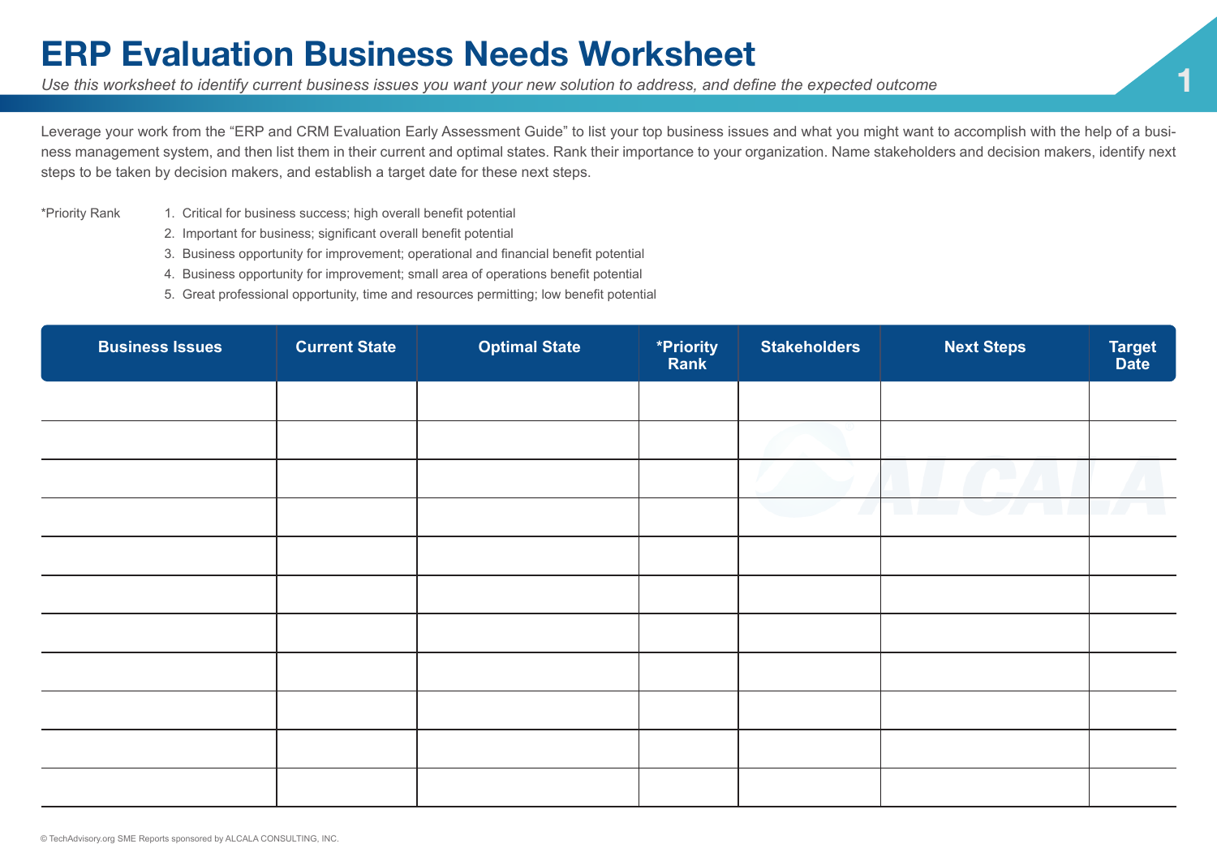# ERP Evaluation Business Needs Worksheet

*Use this worksheet to identify current business issues you want your new solution to address, and define the expected outcome*

Leverage your work from the "ERP and CRM Evaluation Early Assessment Guide" to list your top business issues and what you might want to accomplish with the help of a business management system, and then list them in their current and optimal states. Rank their importance to your organization. Name stakeholders and decision makers, identify next steps to be taken by decision makers, and establish a target date for these next steps.

*Priority Rank

1. Critical for business success; high overall benefit potential
2. Important for business; significant overall benefit potential
3. Business opportunity for improvement; operational and financial benefit potential
4. Business opportunity for improvement; small area of operations benefit potential
5. Great professional opportunity, time and resources permitting; low benefit potential

| Business Issues | Current State | Optimal State | *Priority Rank | Stakeholders | Next Steps | Target Date |
|---|---|---|---|---|---|---|
| | | | | | | |
| | | | | | | |
| | | | | | | |
| | | | | | | |
| | | | | | | |
| | | | | | | |
| | | | | | | |
| | | | | | | |
| | | | | | | |
| | | | | | | |
| | | | | | | |

© TechAdvisory.org SME Reports sponsored by ALCALA CONSULTING, INC.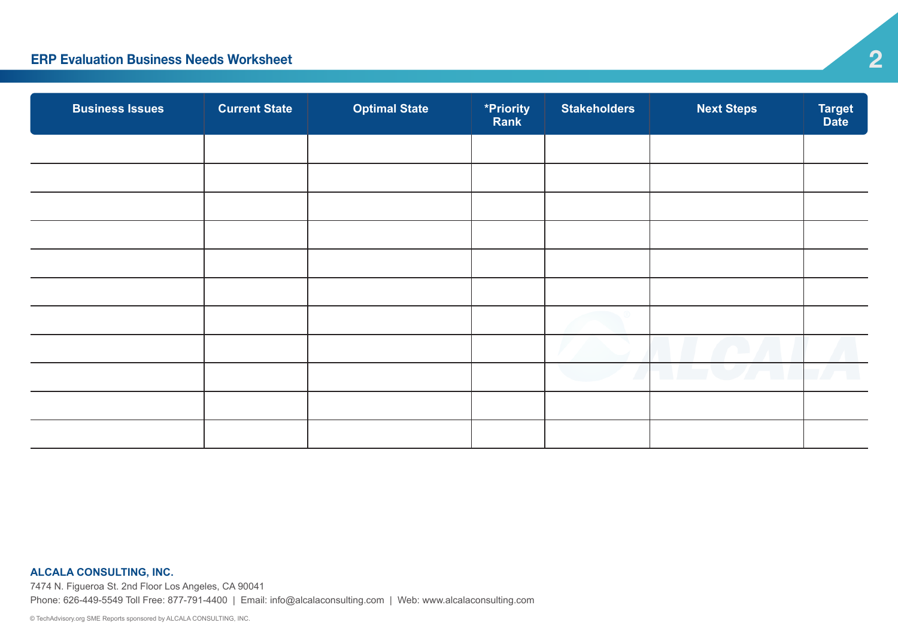## ERP Evaluation Business Needs Worksheet

| Business Issues | Current State | Optimal State | *Priority Rank | Stakeholders | Next Steps | Target Date |
|---|---|---|---|---|---|---|
| | | | | | | |
| | | | | | | |
| | | | | | | |
| | | | | | | |
| | | | | | | |
| | | | | | | |
| | | | | | | |
| | | | | | | |
| | | | | | | |
| | | | | | | |
| | | | | | | |

**ALCALA CONSULTING, INC.**
7474 N. Figueroa St. 2nd Floor Los Angeles, CA 90041
Phone: 626-449-5549 Toll Free: 877-791-4400 | Email: info@alcalaconsulting.com | Web: www.alcalaconsulting.com

© TechAdvisory.org SME Reports sponsored by ALCALA CONSULTING, INC.